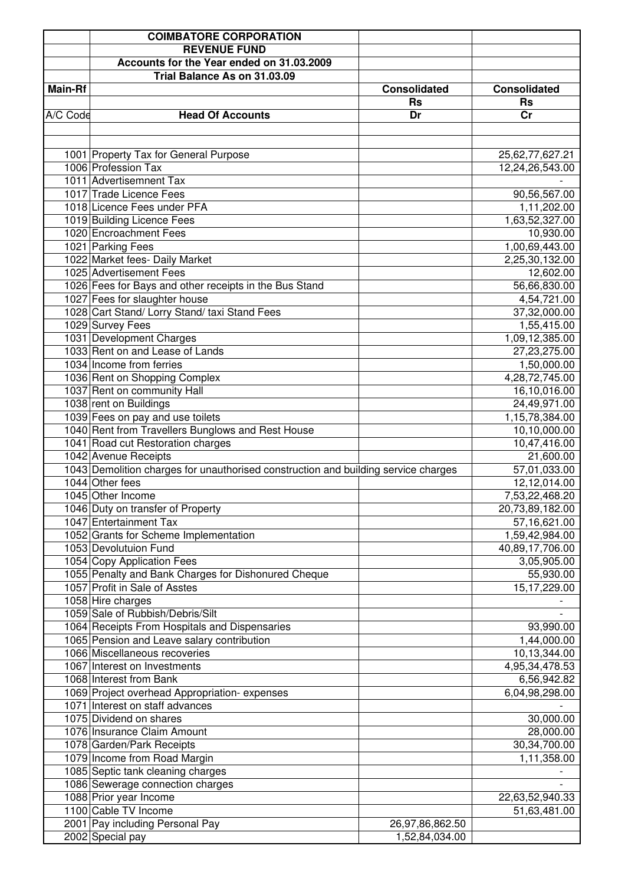| | COIMBATORE CORPORATION | | |
|---|---|---|---|
| | REVENUE FUND | | |
| | Accounts for the Year ended on 31.03.2009 | | |
| | Trial Balance As on 31.03.09 | | |
| Main-Rf | | Consolidated | Consolidated |
| | | Rs | Rs |
| A/C Code | Head Of Accounts | Dr | Cr |
| | | | |
| | | | |
| 1001 | Property Tax for General Purpose | | 25,62,77,627.21 |
| 1006 | Profession Tax | | 12,24,26,543.00 |
| 1011 | Advertisemnent Tax | | - |
| 1017 | Trade Licence Fees | | 90,56,567.00 |
| 1018 | Licence Fees under PFA | | 1,11,202.00 |
| 1019 | Building Licence Fees | | 1,63,52,327.00 |
| 1020 | Encroachment Fees | | 10,930.00 |
| 1021 | Parking Fees | | 1,00,69,443.00 |
| 1022 | Market fees- Daily Market | | 2,25,30,132.00 |
| 1025 | Advertisement Fees | | 12,602.00 |
| 1026 | Fees for Bays and other receipts in the Bus Stand | | 56,66,830.00 |
| 1027 | Fees for slaughter house | | 4,54,721.00 |
| 1028 | Cart Stand/ Lorry Stand/ taxi Stand Fees | | 37,32,000.00 |
| 1029 | Survey Fees | | 1,55,415.00 |
| 1031 | Development Charges | | 1,09,12,385.00 |
| 1033 | Rent on and Lease of Lands | | 27,23,275.00 |
| 1034 | Income from ferries | | 1,50,000.00 |
| 1036 | Rent on Shopping Complex | | 4,28,72,745.00 |
| 1037 | Rent on community Hall | | 16,10,016.00 |
| 1038 | rent on Buildings | | 24,49,971.00 |
| 1039 | Fees on pay and use toilets | | 1,15,78,384.00 |
| 1040 | Rent from Travellers Bunglows and Rest House | | 10,10,000.00 |
| 1041 | Road cut Restoration charges | | 10,47,416.00 |
| 1042 | Avenue Receipts | | 21,600.00 |
| 1043 | Demolition charges for unauthorised construction and building service charges | | 57,01,033.00 |
| 1044 | Other fees | | 12,12,014.00 |
| 1045 | Other Income | | 7,53,22,468.20 |
| 1046 | Duty on transfer of Property | | 20,73,89,182.00 |
| 1047 | Entertainment Tax | | 57,16,621.00 |
| 1052 | Grants for Scheme Implementation | | 1,59,42,984.00 |
| 1053 | Devolutuion Fund | | 40,89,17,706.00 |
| 1054 | Copy Application Fees | | 3,05,905.00 |
| 1055 | Penalty and Bank Charges for Dishonured Cheque | | 55,930.00 |
| 1057 | Profit in Sale of Asstes | | 15,17,229.00 |
| 1058 | Hire charges | | - |
| 1059 | Sale of Rubbish/Debris/Silt | | - |
| 1064 | Receipts From Hospitals and Dispensaries | | 93,990.00 |
| 1065 | Pension and Leave salary contribution | | 1,44,000.00 |
| 1066 | Miscellaneous recoveries | | 10,13,344.00 |
| 1067 | Interest on Investments | | 4,95,34,478.53 |
| 1068 | Interest from Bank | | 6,56,942.82 |
| 1069 | Project overhead Appropriation- expenses | | 6,04,98,298.00 |
| 1071 | Interest on staff advances | | - |
| 1075 | Dividend on shares | | 30,000.00 |
| 1076 | Insurance Claim Amount | | 28,000.00 |
| 1078 | Garden/Park Receipts | | 30,34,700.00 |
| 1079 | Income from Road Margin | | 1,11,358.00 |
| 1085 | Septic tank cleaning charges | | - |
| 1086 | Sewerage connection charges | | - |
| 1088 | Prior year Income | | 22,63,52,940.33 |
| 1100 | Cable TV Income | | 51,63,481.00 |
| 2001 | Pay including Personal Pay | 26,97,86,862.50 | |
| 2002 | Special pay | 1,52,84,034.00 | |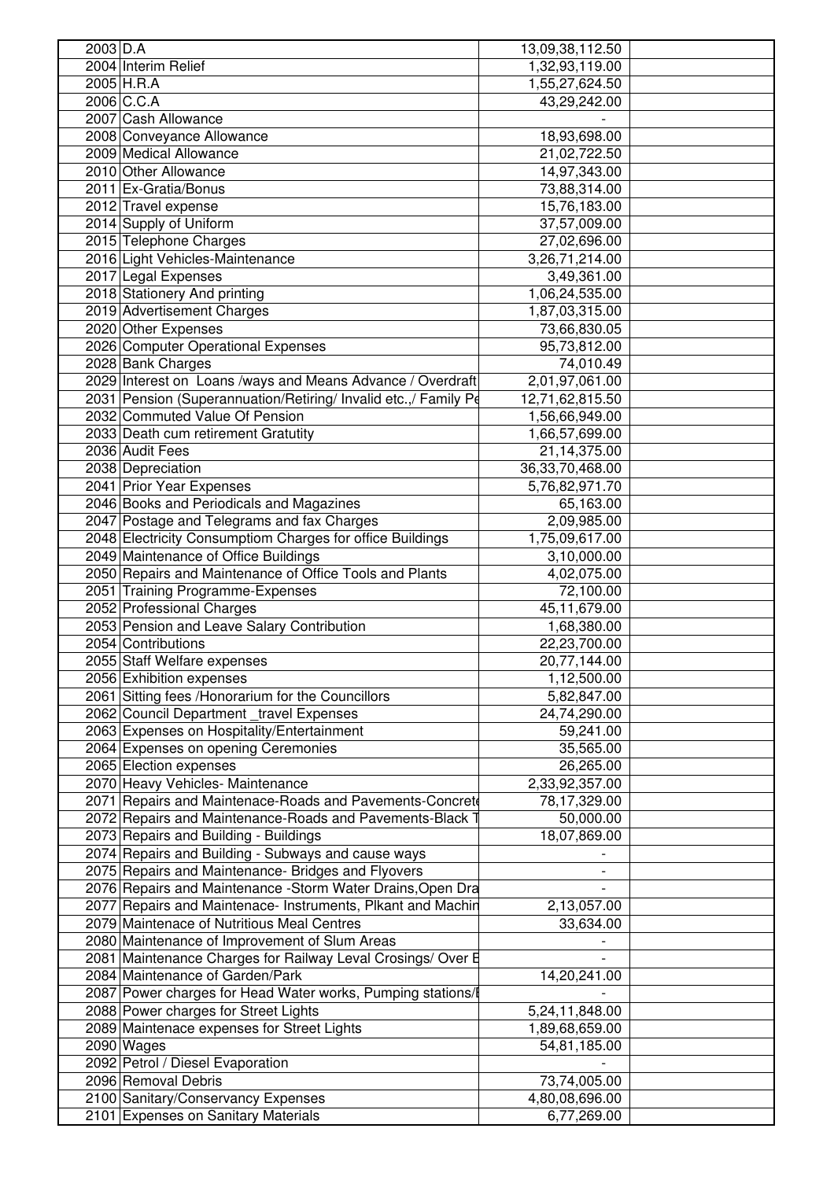| | | | |
|---|---|---|---|
| 2003 | D.A | 13,09,38,112.50 | |
| 2004 | Interim Relief | 1,32,93,119.00 | |
| 2005 | H.R.A | 1,55,27,624.50 | |
| 2006 | C.C.A | 43,29,242.00 | |
| 2007 | Cash Allowance | - | |
| 2008 | Conveyance Allowance | 18,93,698.00 | |
| 2009 | Medical Allowance | 21,02,722.50 | |
| 2010 | Other Allowance | 14,97,343.00 | |
| 2011 | Ex-Gratia/Bonus | 73,88,314.00 | |
| 2012 | Travel expense | 15,76,183.00 | |
| 2014 | Supply of Uniform | 37,57,009.00 | |
| 2015 | Telephone Charges | 27,02,696.00 | |
| 2016 | Light Vehicles-Maintenance | 3,26,71,214.00 | |
| 2017 | Legal Expenses | 3,49,361.00 | |
| 2018 | Stationery And printing | 1,06,24,535.00 | |
| 2019 | Advertisement Charges | 1,87,03,315.00 | |
| 2020 | Other Expenses | 73,66,830.05 | |
| 2026 | Computer Operational Expenses | 95,73,812.00 | |
| 2028 | Bank Charges | 74,010.49 | |
| 2029 | Interest on Loans /ways and Means Advance / Overdraft | 2,01,97,061.00 | |
| 2031 | Pension (Superannuation/Retiring/ Invalid etc.,/ Family Pe | 12,71,62,815.50 | |
| 2032 | Commuted Value Of Pension | 1,56,66,949.00 | |
| 2033 | Death cum retirement Gratutity | 1,66,57,699.00 | |
| 2036 | Audit Fees | 21,14,375.00 | |
| 2038 | Depreciation | 36,33,70,468.00 | |
| 2041 | Prior Year Expenses | 5,76,82,971.70 | |
| 2046 | Books and Periodicals and Magazines | 65,163.00 | |
| 2047 | Postage and Telegrams and fax Charges | 2,09,985.00 | |
| 2048 | Electricity Consumptiom Charges for office Buildings | 1,75,09,617.00 | |
| 2049 | Maintenance of Office Buildings | 3,10,000.00 | |
| 2050 | Repairs and Maintenance of Office Tools and Plants | 4,02,075.00 | |
| 2051 | Training Programme-Expenses | 72,100.00 | |
| 2052 | Professional Charges | 45,11,679.00 | |
| 2053 | Pension and Leave Salary Contribution | 1,68,380.00 | |
| 2054 | Contributions | 22,23,700.00 | |
| 2055 | Staff Welfare expenses | 20,77,144.00 | |
| 2056 | Exhibition expenses | 1,12,500.00 | |
| 2061 | Sitting fees /Honorarium for the Councillors | 5,82,847.00 | |
| 2062 | Council Department _travel Expenses | 24,74,290.00 | |
| 2063 | Expenses on Hospitality/Entertainment | 59,241.00 | |
| 2064 | Expenses on opening Ceremonies | 35,565.00 | |
| 2065 | Election expenses | 26,265.00 | |
| 2070 | Heavy Vehicles- Maintenance | 2,33,92,357.00 | |
| 2071 | Repairs and Maintenace-Roads and Pavements-Concrete | 78,17,329.00 | |
| 2072 | Repairs and Maintenace-Roads and Pavements-Black T | 50,000.00 | |
| 2073 | Repairs and Building - Buildings | 18,07,869.00 | |
| 2074 | Repairs and Building - Subways and cause ways | - | |
| 2075 | Repairs and Maintenance- Bridges and Flyovers | - | |
| 2076 | Repairs and Maintenance -Storm Water Drains,Open Dra | - | |
| 2077 | Repairs and Maintenace- Instruments, Plkant and Machin | 2,13,057.00 | |
| 2079 | Maintenace of Nutritious Meal Centres | 33,634.00 | |
| 2080 | Maintenance of Improvement of Slum Areas | - | |
| 2081 | Maintenance Charges for Railway Leval Crosings/ Over B | - | |
| 2084 | Maintenance of Garden/Park | 14,20,241.00 | |
| 2087 | Power charges for Head Water works, Pumping stations/I | - | |
| 2088 | Power charges for Street Lights | 5,24,11,848.00 | |
| 2089 | Maintenace expenses for Street Lights | 1,89,68,659.00 | |
| 2090 | Wages | 54,81,185.00 | |
| 2092 | Petrol / Diesel Evaporation | - | |
| 2096 | Removal Debris | 73,74,005.00 | |
| 2100 | Sanitary/Conservancy Expenses | 4,80,08,696.00 | |
| 2101 | Expenses on Sanitary Materials | 6,77,269.00 | |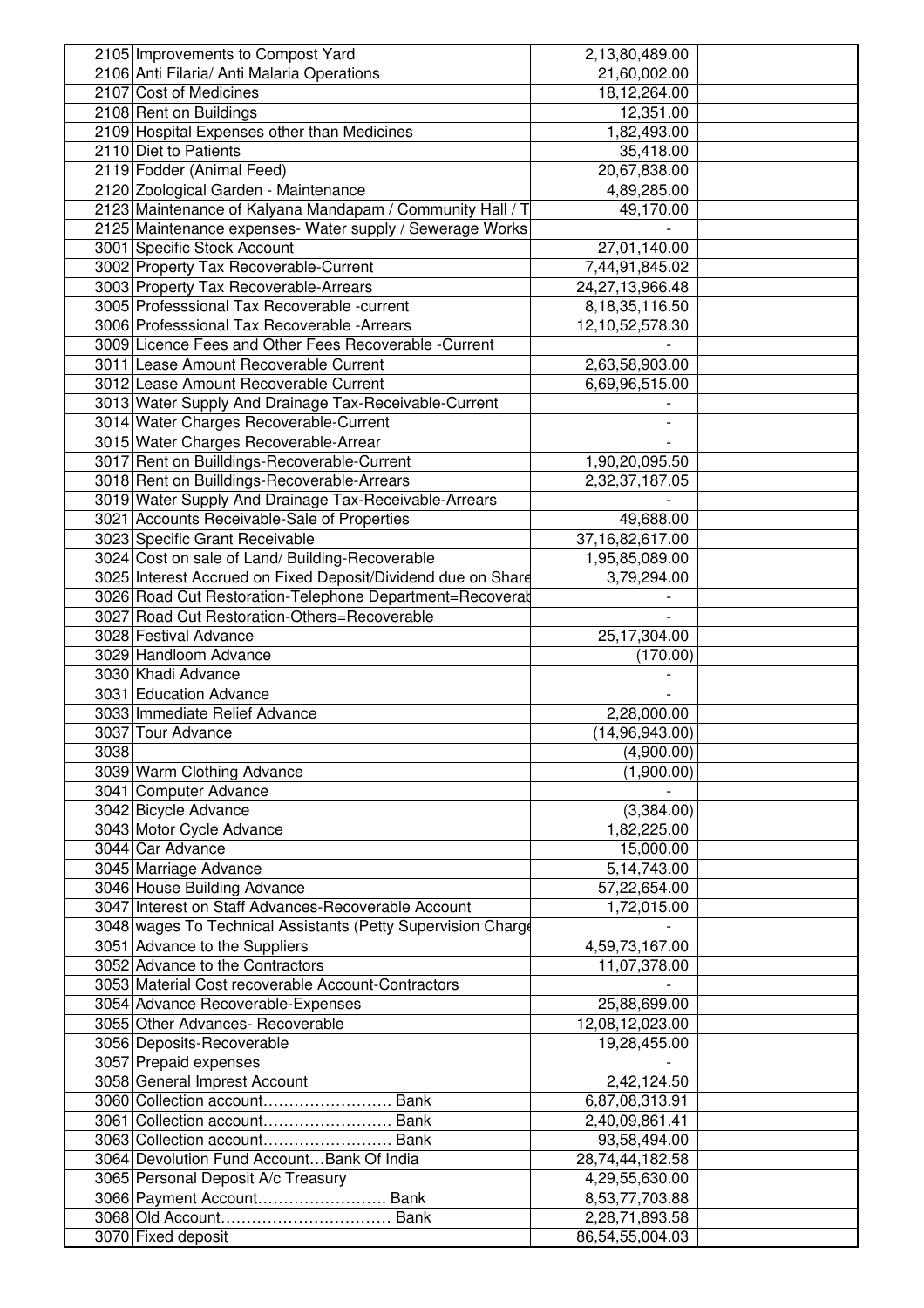| | | | |
|---|---|---|---|
| 2105 | Improvements to Compost Yard | 2,13,80,489.00 | |
| 2106 | Anti Filaria/ Anti Malaria Operations | 21,60,002.00 | |
| 2107 | Cost of Medicines | 18,12,264.00 | |
| 2108 | Rent on Buildings | 12,351.00 | |
| 2109 | Hospital Expenses other than Medicines | 1,82,493.00 | |
| 2110 | Diet to Patients | 35,418.00 | |
| 2119 | Fodder (Animal Feed) | 20,67,838.00 | |
| 2120 | Zoological Garden - Maintenance | 4,89,285.00 | |
| 2123 | Maintenance of Kalyana Mandapam / Community Hall / T | 49,170.00 | |
| 2125 | Maintenance expenses- Water supply / Sewerage Works | - | |
| 3001 | Specific Stock Account | 27,01,140.00 | |
| 3002 | Property Tax Recoverable-Current | 7,44,91,845.02 | |
| 3003 | Property Tax Recoverable-Arrears | 24,27,13,966.48 | |
| 3005 | Professsional Tax Recoverable -current | 8,18,35,116.50 | |
| 3006 | Professsional Tax Recoverable -Arrears | 12,10,52,578.30 | |
| 3009 | Licence Fees and Other Fees Recoverable -Current | - | |
| 3011 | Lease Amount Recoverable Current | 2,63,58,903.00 | |
| 3012 | Lease Amount Recoverable Current | 6,69,96,515.00 | |
| 3013 | Water Supply And Drainage Tax-Receivable-Current | - | |
| 3014 | Water Charges Recoverable-Current | - | |
| 3015 | Water Charges Recoverable-Arrear | - | |
| 3017 | Rent on Builldings-Recoverable-Current | 1,90,20,095.50 | |
| 3018 | Rent on Builldings-Recoverable-Arrears | 2,32,37,187.05 | |
| 3019 | Water Supply And Drainage Tax-Receivable-Arrears | - | |
| 3021 | Accounts Receivable-Sale of Properties | 49,688.00 | |
| 3023 | Specific Grant Receivable | 37,16,82,617.00 | |
| 3024 | Cost on sale of Land/ Building-Recoverable | 1,95,85,089.00 | |
| 3025 | Interest Accrued on Fixed Deposit/Dividend due on Share | 3,79,294.00 | |
| 3026 | Road Cut Restoration-Telephone Department=Recoverab | - | |
| 3027 | Road Cut Restoration-Others=Recoverable | - | |
| 3028 | Festival Advance | 25,17,304.00 | |
| 3029 | Handloom Advance | (170.00) | |
| 3030 | Khadi Advance | - | |
| 3031 | Education Advance | - | |
| 3033 | Immediate Relief Advance | 2,28,000.00 | |
| 3037 | Tour Advance | (14,96,943.00) | |
| 3038 | | (4,900.00) | |
| 3039 | Warm Clothing Advance | (1,900.00) | |
| 3041 | Computer Advance | - | |
| 3042 | Bicycle Advance | (3,384.00) | |
| 3043 | Motor Cycle Advance | 1,82,225.00 | |
| 3044 | Car Advance | 15,000.00 | |
| 3045 | Marriage Advance | 5,14,743.00 | |
| 3046 | House Building Advance | 57,22,654.00 | |
| 3047 | Interest on Staff Advances-Recoverable Account | 1,72,015.00 | |
| 3048 | wages To Technical Assistants (Petty Supervision Charge | - | |
| 3051 | Advance to the Suppliers | 4,59,73,167.00 | |
| 3052 | Advance to the Contractors | 11,07,378.00 | |
| 3053 | Material Cost recoverable Account-Contractors | - | |
| 3054 | Advance Recoverable-Expenses | 25,88,699.00 | |
| 3055 | Other Advances- Recoverable | 12,08,12,023.00 | |
| 3056 | Deposits-Recoverable | 19,28,455.00 | |
| 3057 | Prepaid expenses | - | |
| 3058 | General Imprest Account | 2,42,124.50 | |
| 3060 | Collection account……………………. Bank | 6,87,08,313.91 | |
| 3061 | Collection account……………………. Bank | 2,40,09,861.41 | |
| 3063 | Collection account……………………. Bank | 93,58,494.00 | |
| 3064 | Devolution Fund Account…Bank Of India | 28,74,44,182.58 | |
| 3065 | Personal Deposit A/c Treasury | 4,29,55,630.00 | |
| 3066 | Payment Account……………………. Bank | 8,53,77,703.88 | |
| 3068 | Old Account……………………………. Bank | 2,28,71,893.58 | |
| 3070 | Fixed deposit | 86,54,55,004.03 | |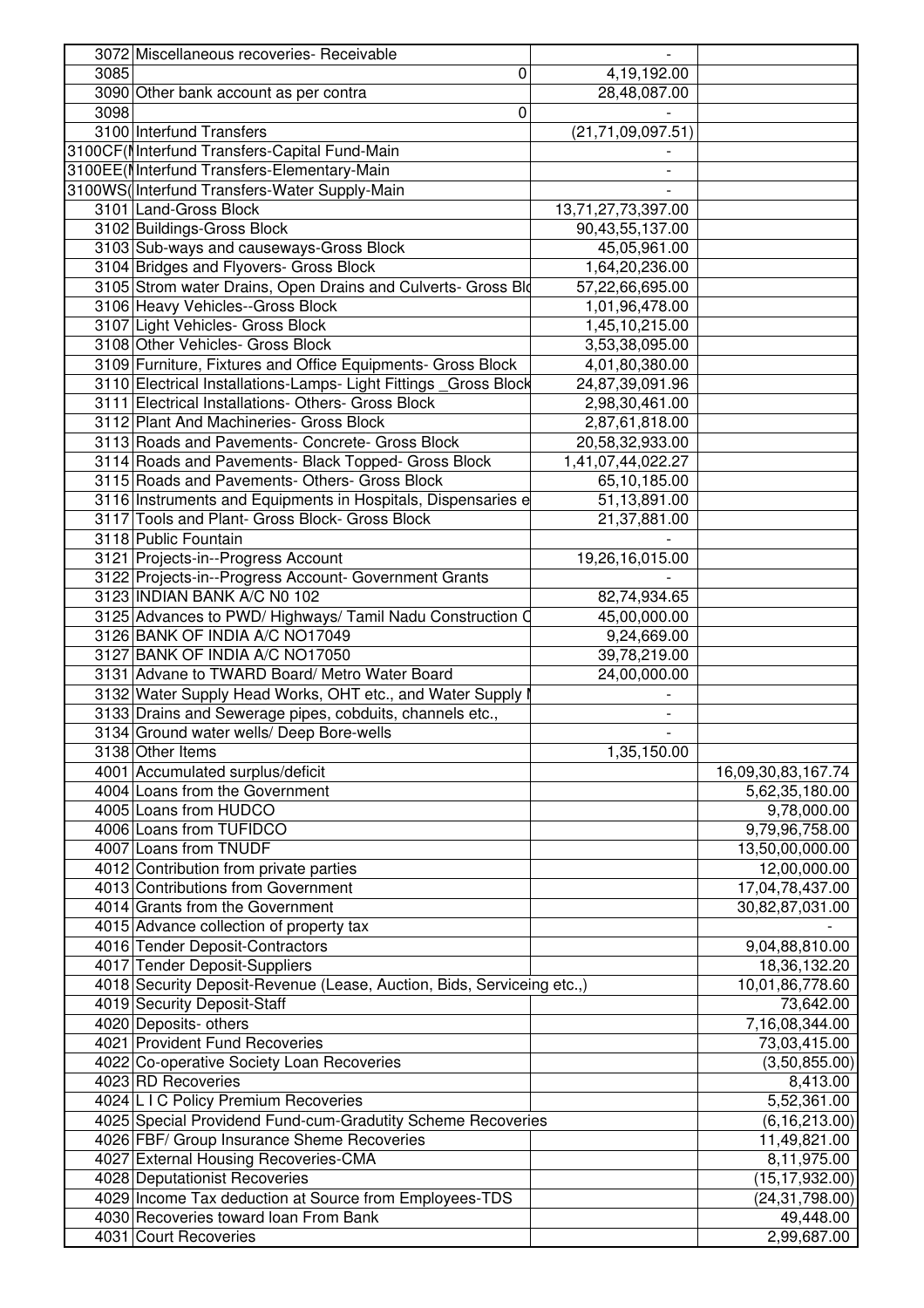| | | | |
|---|---|---|---|
| 3072 | Miscellaneous recoveries- Receivable | - | |
| 3085 | 0 | 4,19,192.00 | |
| 3090 | Other bank account as per contra | 28,48,087.00 | |
| 3098 | 0 | - | |
| 3100 | Interfund Transfers | (21,71,09,097.51) | |
| 3100CF(I | Interfund Transfers-Capital Fund-Main | - | |
| 3100EE(I | Interfund Transfers-Elementary-Main | - | |
| 3100WS( | Interfund Transfers-Water Supply-Main | - | |
| 3101 | Land-Gross Block | 13,71,27,73,397.00 | |
| 3102 | Buildings-Gross Block | 90,43,55,137.00 | |
| 3103 | Sub-ways and causeways-Gross Block | 45,05,961.00 | |
| 3104 | Bridges and Flyovers- Gross Block | 1,64,20,236.00 | |
| 3105 | Strom water Drains, Open Drains and Culverts- Gross Blo | 57,22,66,695.00 | |
| 3106 | Heavy Vehicles--Gross Block | 1,01,96,478.00 | |
| 3107 | Light Vehicles- Gross Block | 1,45,10,215.00 | |
| 3108 | Other Vehicles- Gross Block | 3,53,38,095.00 | |
| 3109 | Furniture, Fixtures and Office Equipments- Gross Block | 4,01,80,380.00 | |
| 3110 | Electrical Installations-Lamps- Light Fittings _Gross Block | 24,87,39,091.96 | |
| 3111 | Electrical Installations- Others- Gross Block | 2,98,30,461.00 | |
| 3112 | Plant And Machineries- Gross Block | 2,87,61,818.00 | |
| 3113 | Roads and Pavements- Concrete- Gross Block | 20,58,32,933.00 | |
| 3114 | Roads and Pavements- Black Topped- Gross Block | 1,41,07,44,022.27 | |
| 3115 | Roads and Pavements- Others- Gross Block | 65,10,185.00 | |
| 3116 | Instruments and Equipments in Hospitals, Dispensaries e | 51,13,891.00 | |
| 3117 | Tools and Plant- Gross Block- Gross Block | 21,37,881.00 | |
| 3118 | Public Fountain | - | |
| 3121 | Projects-in--Progress Account | 19,26,16,015.00 | |
| 3122 | Projects-in--Progress Account- Government Grants | - | |
| 3123 | INDIAN BANK A/C N0 102 | 82,74,934.65 | |
| 3125 | Advances to PWD/ Highways/ Tamil Nadu Construction C | 45,00,000.00 | |
| 3126 | BANK OF INDIA A/C NO17049 | 9,24,669.00 | |
| 3127 | BANK OF INDIA A/C NO17050 | 39,78,219.00 | |
| 3131 | Advane to TWARD Board/ Metro Water Board | 24,00,000.00 | |
| 3132 | Water Supply Head Works, OHT etc., and Water Supply I | - | |
| 3133 | Drains and Sewerage pipes, cobduits, channels etc., | - | |
| 3134 | Ground water wells/ Deep Bore-wells | - | |
| 3138 | Other Items | 1,35,150.00 | |
| 4001 | Accumulated surplus/deficit | | 16,09,30,83,167.74 |
| 4004 | Loans from the Government | | 5,62,35,180.00 |
| 4005 | Loans from HUDCO | | 9,78,000.00 |
| 4006 | Loans from TUFIDCO | | 9,79,96,758.00 |
| 4007 | Loans from TNUDF | | 13,50,00,000.00 |
| 4012 | Contribution from private parties | | 12,00,000.00 |
| 4013 | Contributions from Government | | 17,04,78,437.00 |
| 4014 | Grants from the Government | | 30,82,87,031.00 |
| 4015 | Advance collection of property tax | | - |
| 4016 | Tender Deposit-Contractors | | 9,04,88,810.00 |
| 4017 | Tender Deposit-Suppliers | | 18,36,132.20 |
| 4018 | Security Deposit-Revenue (Lease, Auction, Bids, Serviceing etc.,) | | 10,01,86,778.60 |
| 4019 | Security Deposit-Staff | | 73,642.00 |
| 4020 | Deposits- others | | 7,16,08,344.00 |
| 4021 | Provident Fund Recoveries | | 73,03,415.00 |
| 4022 | Co-operative Society Loan Recoveries | | (3,50,855.00) |
| 4023 | RD Recoveries | | 8,413.00 |
| 4024 | L I C Policy Premium Recoveries | | 5,52,361.00 |
| 4025 | Special Providend Fund-cum-Gradutity Scheme Recoveries | | (6,16,213.00) |
| 4026 | FBF/ Group Insurance Sheme Recoveries | | 11,49,821.00 |
| 4027 | External Housing Recoveries-CMA | | 8,11,975.00 |
| 4028 | Deputationist Recoveries | | (15,17,932.00) |
| 4029 | Income Tax deduction at Source from Employees-TDS | | (24,31,798.00) |
| 4030 | Recoveries toward loan From Bank | | 49,448.00 |
| 4031 | Court Recoveries | | 2,99,687.00 |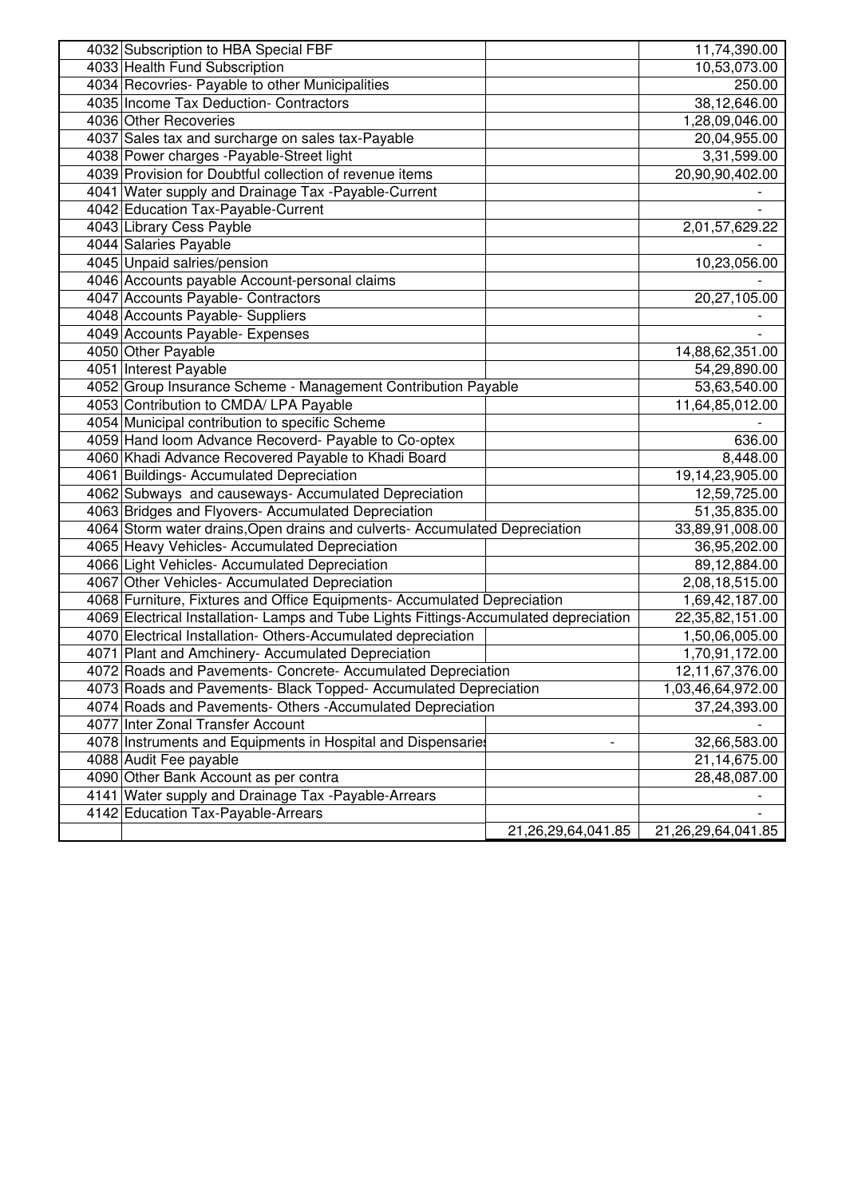| | | | |
|---|---|---|---|
| 4032 | Subscription to HBA Special FBF | | 11,74,390.00 |
| 4033 | Health Fund Subscription | | 10,53,073.00 |
| 4034 | Recovries- Payable to other Municipalities | | 250.00 |
| 4035 | Income Tax Deduction- Contractors | | 38,12,646.00 |
| 4036 | Other Recoveries | | 1,28,09,046.00 |
| 4037 | Sales tax and surcharge on sales tax-Payable | | 20,04,955.00 |
| 4038 | Power charges -Payable-Street light | | 3,31,599.00 |
| 4039 | Provision for Doubtful collection of revenue items | | 20,90,90,402.00 |
| 4041 | Water supply and Drainage Tax -Payable-Current | | - |
| 4042 | Education Tax-Payable-Current | | - |
| 4043 | Library Cess Payble | | 2,01,57,629.22 |
| 4044 | Salaries Payable | | - |
| 4045 | Unpaid salries/pension | | 10,23,056.00 |
| 4046 | Accounts payable Account-personal claims | | - |
| 4047 | Accounts Payable- Contractors | | 20,27,105.00 |
| 4048 | Accounts Payable- Suppliers | | - |
| 4049 | Accounts Payable- Expenses | | - |
| 4050 | Other Payable | | 14,88,62,351.00 |
| 4051 | Interest Payable | | 54,29,890.00 |
| 4052 | Group Insurance Scheme - Management Contribution Payable | | 53,63,540.00 |
| 4053 | Contribution to CMDA/ LPA Payable | | 11,64,85,012.00 |
| 4054 | Municipal contribution to specific Scheme | | - |
| 4059 | Hand loom Advance Recoverd- Payable to Co-optex | | 636.00 |
| 4060 | Khadi Advance Recovered Payable to Khadi Board | | 8,448.00 |
| 4061 | Buildings- Accumulated Depreciation | | 19,14,23,905.00 |
| 4062 | Subways and causeways- Accumulated Depreciation | | 12,59,725.00 |
| 4063 | Bridges and Flyovers- Accumulated Depreciation | | 51,35,835.00 |
| 4064 | Storm water drains,Open drains and culverts- Accumulated Depreciation | | 33,89,91,008.00 |
| 4065 | Heavy Vehicles- Accumulated Depreciation | | 36,95,202.00 |
| 4066 | Light Vehicles- Accumulated Depreciation | | 89,12,884.00 |
| 4067 | Other Vehicles- Accumulated Depreciation | | 2,08,18,515.00 |
| 4068 | Furniture, Fixtures and Office Equipments- Accumulated Depreciation | | 1,69,42,187.00 |
| 4069 | Electrical Installation- Lamps and Tube Lights Fittings-Accumulated depreciation | | 22,35,82,151.00 |
| 4070 | Electrical Installation- Others-Accumulated depreciation | | 1,50,06,005.00 |
| 4071 | Plant and Amchinery- Accumulated Depreciation | | 1,70,91,172.00 |
| 4072 | Roads and Pavements- Concrete- Accumulated Depreciation | | 12,11,67,376.00 |
| 4073 | Roads and Pavements- Black Topped- Accumulated Depreciation | | 1,03,46,64,972.00 |
| 4074 | Roads and Pavements- Others -Accumulated Depreciation | | 37,24,393.00 |
| 4077 | Inter Zonal Transfer Account | | - |
| 4078 | Instruments and Equipments in Hospital and Dispensaries | - | 32,66,583.00 |
| 4088 | Audit Fee payable | | 21,14,675.00 |
| 4090 | Other Bank Account as per contra | | 28,48,087.00 |
| 4141 | Water supply and Drainage Tax -Payable-Arrears | | - |
| 4142 | Education Tax-Payable-Arrears | | - |
| | | 21,26,29,64,041.85 | 21,26,29,64,041.85 |